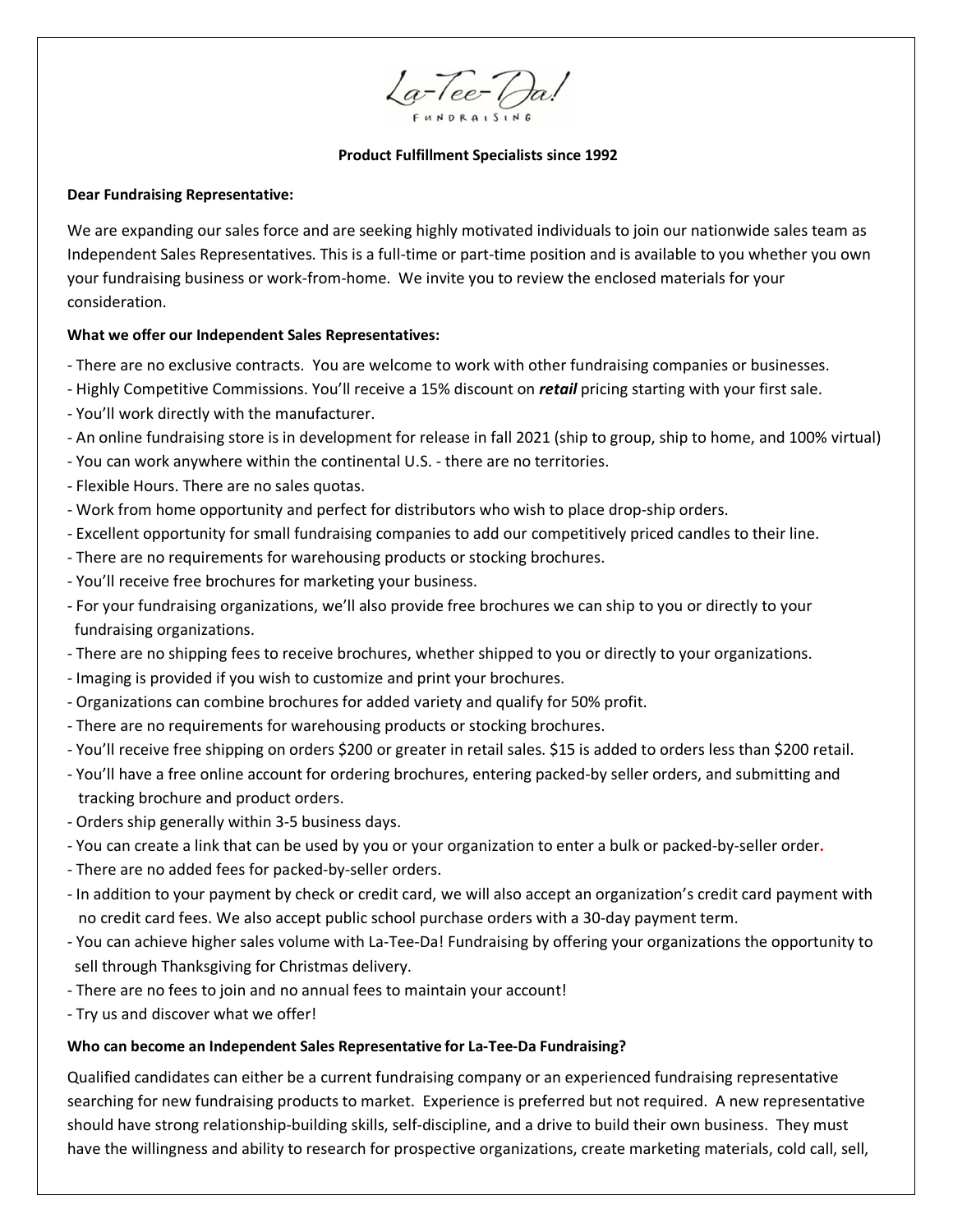La-Tee-Da!

FUNDRAISING

**Product Fulfillment Specialists since 1992**

**Dear Fundraising Representative:**

We are expanding our sales force and are seeking highly motivated individuals to join our nationwide sales team as Independent Sales Representatives. This is a full-time or part-time position and is available to you whether you own your fundraising business or work-from-home. We invite you to review the enclosed materials for your consideration.

**What we offer our Independent Sales Representatives:**

- There are no exclusive contracts. You are welcome to work with other fundraising companies or businesses.
- Highly Competitive Commissions. You'll receive a 15% discount on ***retail*** pricing starting with your first sale.
- You'll work directly with the manufacturer.
- An online fundraising store is in development for release in fall 2021 (ship to group, ship to home, and 100% virtual)
- You can work anywhere within the continental U.S. - there are no territories.
- Flexible Hours. There are no sales quotas.
- Work from home opportunity and perfect for distributors who wish to place drop-ship orders.
- Excellent opportunity for small fundraising companies to add our competitively priced candles to their line.
- There are no requirements for warehousing products or stocking brochures.
- You'll receive free brochures for marketing your business.
- For your fundraising organizations, we'll also provide free brochures we can ship to you or directly to your fundraising organizations.
- There are no shipping fees to receive brochures, whether shipped to you or directly to your organizations.
- Imaging is provided if you wish to customize and print your brochures.
- Organizations can combine brochures for added variety and qualify for 50% profit.
- There are no requirements for warehousing products or stocking brochures.
- You'll receive free shipping on orders $200 or greater in retail sales. $15 is added to orders less than $200 retail.
- You'll have a free online account for ordering brochures, entering packed-by seller orders, and submitting and tracking brochure and product orders.
- Orders ship generally within 3-5 business days.
- You can create a link that can be used by you or your organization to enter a bulk or packed-by-seller order.
- There are no added fees for packed-by-seller orders.
- In addition to your payment by check or credit card, we will also accept an organization's credit card payment with no credit card fees. We also accept public school purchase orders with a 30-day payment term.
- You can achieve higher sales volume with La-Tee-Da! Fundraising by offering your organizations the opportunity to sell through Thanksgiving for Christmas delivery.
- There are no fees to join and no annual fees to maintain your account!
- Try us and discover what we offer!

**Who can become an Independent Sales Representative for La-Tee-Da Fundraising?**

Qualified candidates can either be a current fundraising company or an experienced fundraising representative searching for new fundraising products to market. Experience is preferred but not required. A new representative should have strong relationship-building skills, self-discipline, and a drive to build their own business. They must have the willingness and ability to research for prospective organizations, create marketing materials, cold call, sell,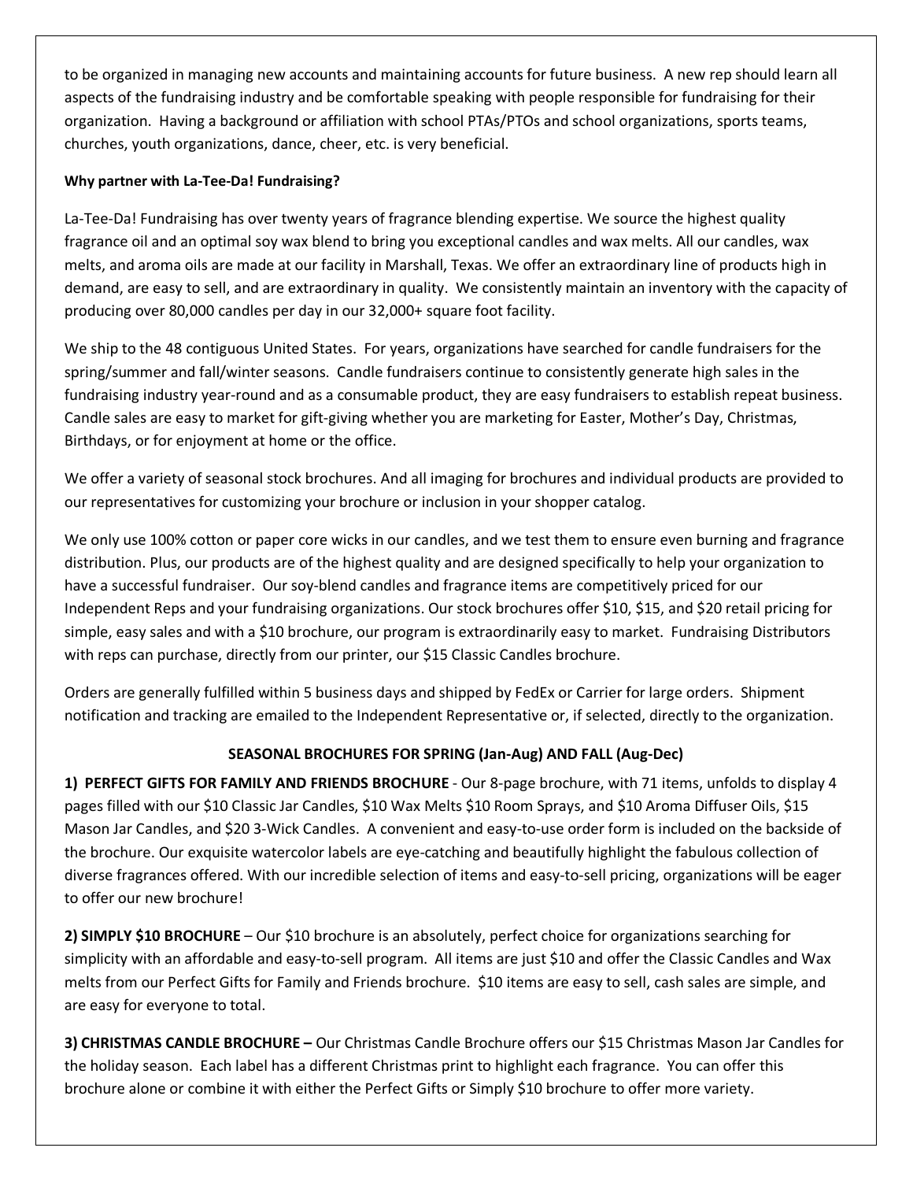to be organized in managing new accounts and maintaining accounts for future business. A new rep should learn all aspects of the fundraising industry and be comfortable speaking with people responsible for fundraising for their organization. Having a background or affiliation with school PTAs/PTOs and school organizations, sports teams, churches, youth organizations, dance, cheer, etc. is very beneficial.

**Why partner with La-Tee-Da! Fundraising?**

La-Tee-Da! Fundraising has over twenty years of fragrance blending expertise. We source the highest quality fragrance oil and an optimal soy wax blend to bring you exceptional candles and wax melts. All our candles, wax melts, and aroma oils are made at our facility in Marshall, Texas. We offer an extraordinary line of products high in demand, are easy to sell, and are extraordinary in quality. We consistently maintain an inventory with the capacity of producing over 80,000 candles per day in our 32,000+ square foot facility.

We ship to the 48 contiguous United States. For years, organizations have searched for candle fundraisers for the spring/summer and fall/winter seasons. Candle fundraisers continue to consistently generate high sales in the fundraising industry year-round and as a consumable product, they are easy fundraisers to establish repeat business. Candle sales are easy to market for gift-giving whether you are marketing for Easter, Mother's Day, Christmas, Birthdays, or for enjoyment at home or the office.

We offer a variety of seasonal stock brochures. And all imaging for brochures and individual products are provided to our representatives for customizing your brochure or inclusion in your shopper catalog.

We only use 100% cotton or paper core wicks in our candles, and we test them to ensure even burning and fragrance distribution. Plus, our products are of the highest quality and are designed specifically to help your organization to have a successful fundraiser. Our soy-blend candles and fragrance items are competitively priced for our Independent Reps and your fundraising organizations. Our stock brochures offer $10, $15, and $20 retail pricing for simple, easy sales and with a $10 brochure, our program is extraordinarily easy to market. Fundraising Distributors with reps can purchase, directly from our printer, our $15 Classic Candles brochure.

Orders are generally fulfilled within 5 business days and shipped by FedEx or Carrier for large orders. Shipment notification and tracking are emailed to the Independent Representative or, if selected, directly to the organization.

**SEASONAL BROCHURES FOR SPRING (Jan-Aug) AND FALL (Aug-Dec)**

**1) PERFECT GIFTS FOR FAMILY AND FRIENDS BROCHURE** - Our 8-page brochure, with 71 items, unfolds to display 4 pages filled with our $10 Classic Jar Candles, $10 Wax Melts $10 Room Sprays, and $10 Aroma Diffuser Oils, $15 Mason Jar Candles, and $20 3-Wick Candles. A convenient and easy-to-use order form is included on the backside of the brochure. Our exquisite watercolor labels are eye-catching and beautifully highlight the fabulous collection of diverse fragrances offered. With our incredible selection of items and easy-to-sell pricing, organizations will be eager to offer our new brochure!

**2) SIMPLY $10 BROCHURE** – Our $10 brochure is an absolutely, perfect choice for organizations searching for simplicity with an affordable and easy-to-sell program. All items are just $10 and offer the Classic Candles and Wax melts from our Perfect Gifts for Family and Friends brochure. $10 items are easy to sell, cash sales are simple, and are easy for everyone to total.

**3) CHRISTMAS CANDLE BROCHURE –** Our Christmas Candle Brochure offers our $15 Christmas Mason Jar Candles for the holiday season. Each label has a different Christmas print to highlight each fragrance. You can offer this brochure alone or combine it with either the Perfect Gifts or Simply $10 brochure to offer more variety.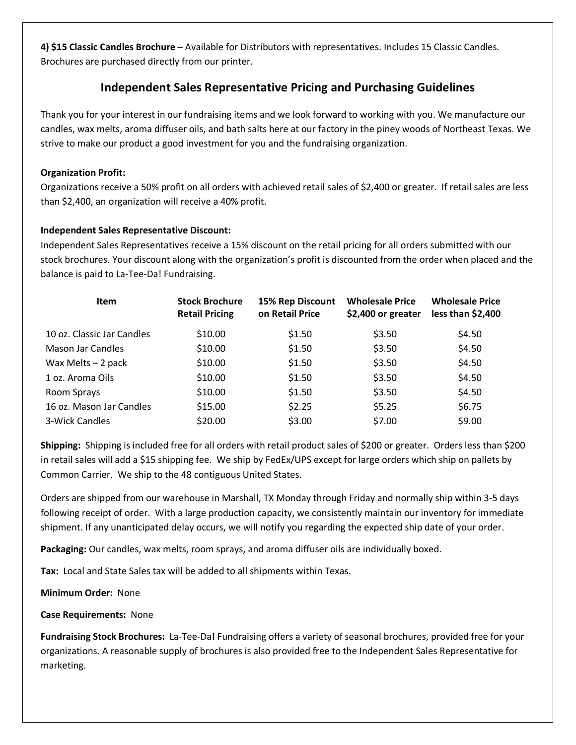**4) $15 Classic Candles Brochure** – Available for Distributors with representatives. Includes 15 Classic Candles. Brochures are purchased directly from our printer.

## Independent Sales Representative Pricing and Purchasing Guidelines

Thank you for your interest in our fundraising items and we look forward to working with you. We manufacture our candles, wax melts, aroma diffuser oils, and bath salts here at our factory in the piney woods of Northeast Texas. We strive to make our product a good investment for you and the fundraising organization.

**Organization Profit:**
Organizations receive a 50% profit on all orders with achieved retail sales of $2,400 or greater. If retail sales are less than $2,400, an organization will receive a 40% profit.

**Independent Sales Representative Discount:**
Independent Sales Representatives receive a 15% discount on the retail pricing for all orders submitted with our stock brochures. Your discount along with the organization's profit is discounted from the order when placed and the balance is paid to La-Tee-Da! Fundraising.

| Item | Stock Brochure Retail Pricing | 15% Rep Discount on Retail Price | Wholesale Price $2,400 or greater | Wholesale Price less than $2,400 |
|---|---|---|---|---|
| 10 oz. Classic Jar Candles | $10.00 | $1.50 | $3.50 | $4.50 |
| Mason Jar Candles | $10.00 | $1.50 | $3.50 | $4.50 |
| Wax Melts – 2 pack | $10.00 | $1.50 | $3.50 | $4.50 |
| 1 oz. Aroma Oils | $10.00 | $1.50 | $3.50 | $4.50 |
| Room Sprays | $10.00 | $1.50 | $3.50 | $4.50 |
| 16 oz. Mason Jar Candles | $15.00 | $2.25 | $5.25 | $6.75 |
| 3-Wick Candles | $20.00 | $3.00 | $7.00 | $9.00 |

**Shipping:** Shipping is included free for all orders with retail product sales of $200 or greater. Orders less than $200 in retail sales will add a $15 shipping fee. We ship by FedEx/UPS except for large orders which ship on pallets by Common Carrier. We ship to the 48 contiguous United States.

Orders are shipped from our warehouse in Marshall, TX Monday through Friday and normally ship within 3-5 days following receipt of order. With a large production capacity, we consistently maintain our inventory for immediate shipment. If any unanticipated delay occurs, we will notify you regarding the expected ship date of your order.

**Packaging:** Our candles, wax melts, room sprays, and aroma diffuser oils are individually boxed.

**Tax:** Local and State Sales tax will be added to all shipments within Texas.

**Minimum Order:** None

**Case Requirements:** None

**Fundraising Stock Brochures:** La-Tee-Da**!** Fundraising offers a variety of seasonal brochures, provided free for your organizations. A reasonable supply of brochures is also provided free to the Independent Sales Representative for marketing.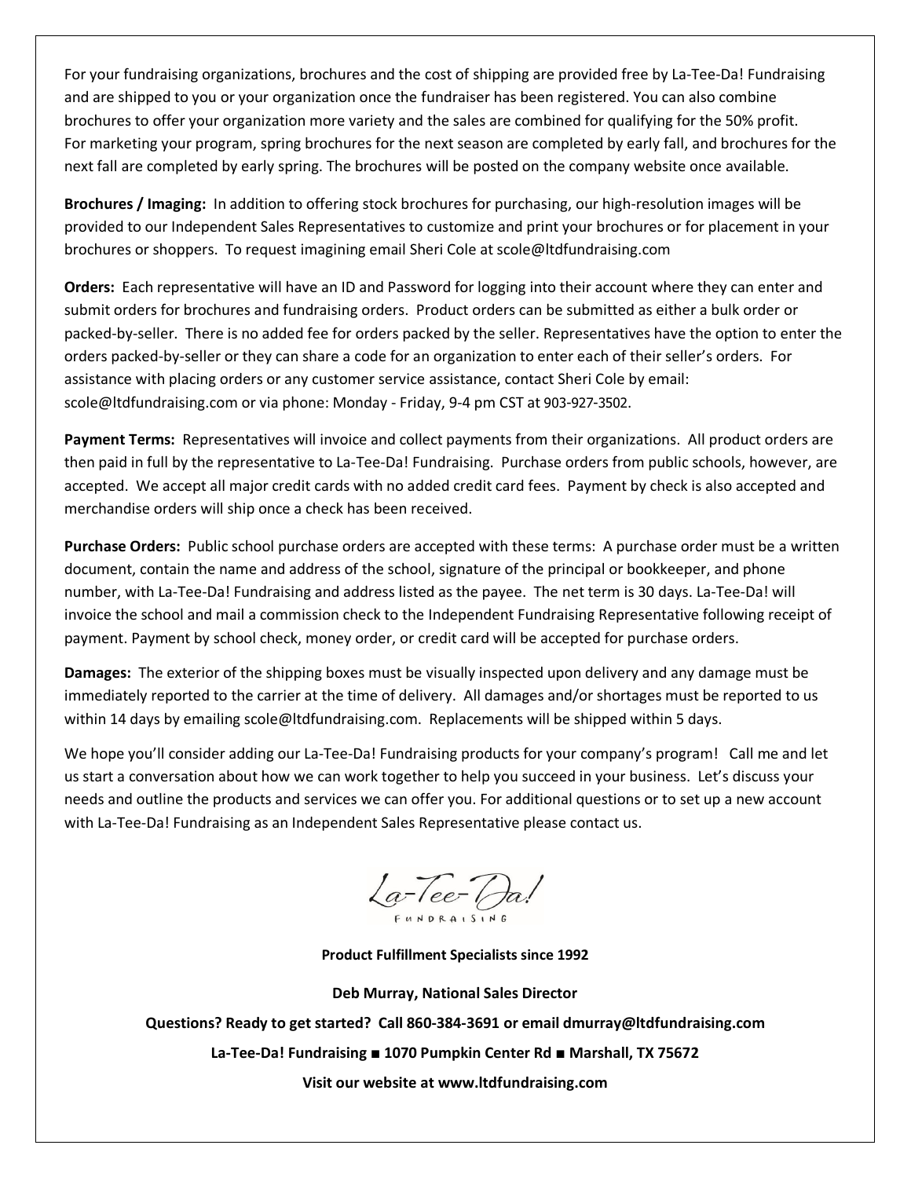For your fundraising organizations, brochures and the cost of shipping are provided free by La-Tee-Da! Fundraising and are shipped to you or your organization once the fundraiser has been registered. You can also combine brochures to offer your organization more variety and the sales are combined for qualifying for the 50% profit. For marketing your program, spring brochures for the next season are completed by early fall, and brochures for the next fall are completed by early spring. The brochures will be posted on the company website once available.

**Brochures / Imaging:** In addition to offering stock brochures for purchasing, our high-resolution images will be provided to our Independent Sales Representatives to customize and print your brochures or for placement in your brochures or shoppers. To request imagining email Sheri Cole at scole@ltdfundraising.com

**Orders:** Each representative will have an ID and Password for logging into their account where they can enter and submit orders for brochures and fundraising orders. Product orders can be submitted as either a bulk order or packed-by-seller. There is no added fee for orders packed by the seller. Representatives have the option to enter the orders packed-by-seller or they can share a code for an organization to enter each of their seller's orders. For assistance with placing orders or any customer service assistance, contact Sheri Cole by email: scole@ltdfundraising.com or via phone: Monday - Friday, 9-4 pm CST at 903-927-3502.

**Payment Terms:** Representatives will invoice and collect payments from their organizations. All product orders are then paid in full by the representative to La-Tee-Da! Fundraising. Purchase orders from public schools, however, are accepted. We accept all major credit cards with no added credit card fees. Payment by check is also accepted and merchandise orders will ship once a check has been received.

**Purchase Orders:** Public school purchase orders are accepted with these terms: A purchase order must be a written document, contain the name and address of the school, signature of the principal or bookkeeper, and phone number, with La-Tee-Da! Fundraising and address listed as the payee. The net term is 30 days. La-Tee-Da! will invoice the school and mail a commission check to the Independent Fundraising Representative following receipt of payment. Payment by school check, money order, or credit card will be accepted for purchase orders.

**Damages:** The exterior of the shipping boxes must be visually inspected upon delivery and any damage must be immediately reported to the carrier at the time of delivery. All damages and/or shortages must be reported to us within 14 days by emailing scole@ltdfundraising.com. Replacements will be shipped within 5 days.

We hope you'll consider adding our La-Tee-Da! Fundraising products for your company's program! Call me and let us start a conversation about how we can work together to help you succeed in your business. Let's discuss your needs and outline the products and services we can offer you. For additional questions or to set up a new account with La-Tee-Da! Fundraising as an Independent Sales Representative please contact us.

La-Tee-Da! FUNDRAISING

**Product Fulfillment Specialists since 1992**

**Deb Murray, National Sales Director**

**Questions? Ready to get started? Call 860-384-3691 or email dmurray@ltdfundraising.com**

**La-Tee-Da! Fundraising ■ 1070 Pumpkin Center Rd ■ Marshall, TX 75672**

**Visit our website at www.ltdfundraising.com**